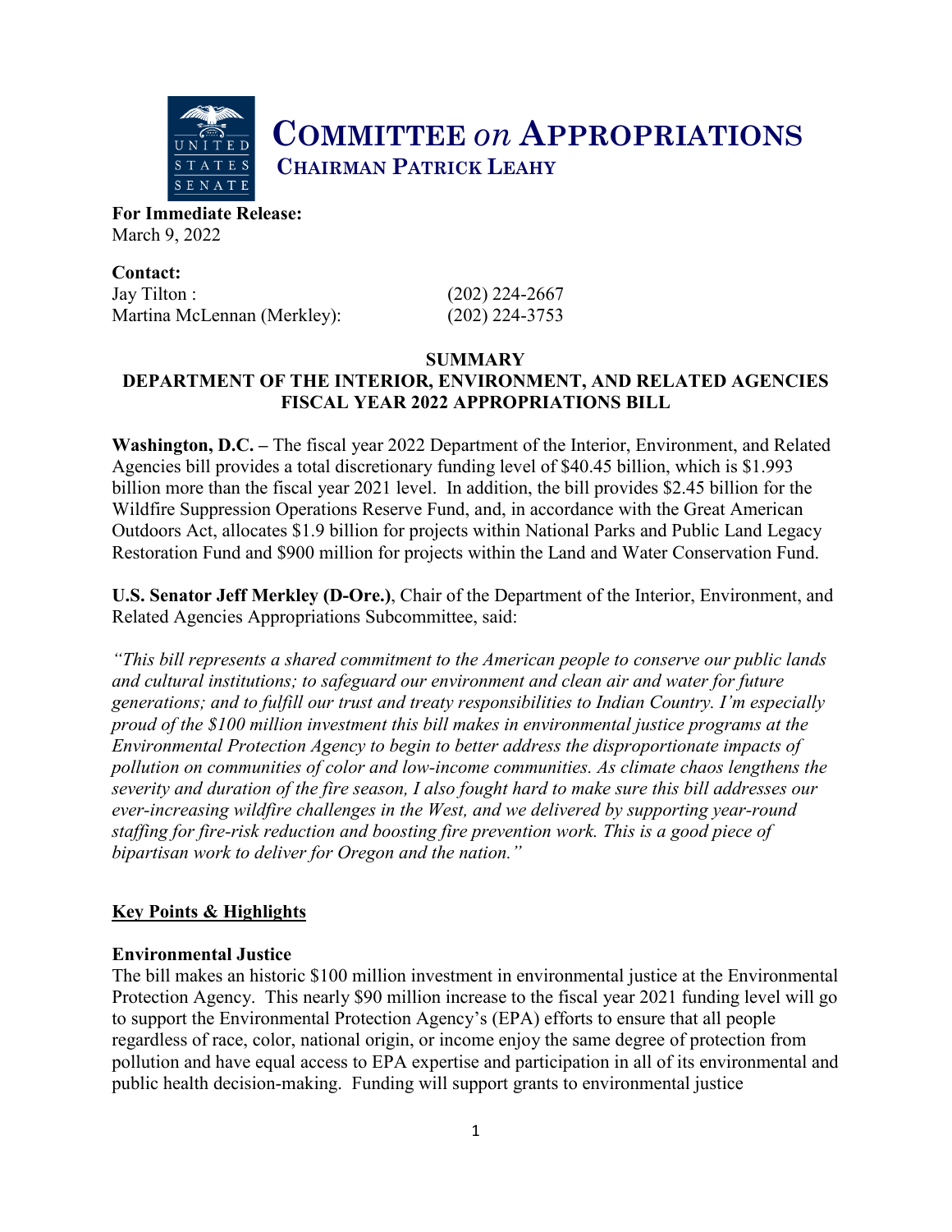# COMMITTEE *on* APPROPRIATIONS

## CHAIRMAN PATRICK LEAHY

**For Immediate Release:**
March 9, 2022

**Contact:**
Jay Tilton : (202) 224-2667
Martina McLennan (Merkley): (202) 224-3753

**SUMMARY**
**DEPARTMENT OF THE INTERIOR, ENVIRONMENT, AND RELATED AGENCIES FISCAL YEAR 2022 APPROPRIATIONS BILL**

**Washington, D.C. –** The fiscal year 2022 Department of the Interior, Environment, and Related Agencies bill provides a total discretionary funding level of $40.45 billion, which is $1.993 billion more than the fiscal year 2021 level. In addition, the bill provides $2.45 billion for the Wildfire Suppression Operations Reserve Fund, and, in accordance with the Great American Outdoors Act, allocates $1.9 billion for projects within National Parks and Public Land Legacy Restoration Fund and $900 million for projects within the Land and Water Conservation Fund.

**U.S. Senator Jeff Merkley (D-Ore.)**, Chair of the Department of the Interior, Environment, and Related Agencies Appropriations Subcommittee, said:

*"This bill represents a shared commitment to the American people to conserve our public lands and cultural institutions; to safeguard our environment and clean air and water for future generations; and to fulfill our trust and treaty responsibilities to Indian Country. I'm especially proud of the $100 million investment this bill makes in environmental justice programs at the Environmental Protection Agency to begin to better address the disproportionate impacts of pollution on communities of color and low-income communities. As climate chaos lengthens the severity and duration of the fire season, I also fought hard to make sure this bill addresses our ever-increasing wildfire challenges in the West, and we delivered by supporting year-round staffing for fire-risk reduction and boosting fire prevention work. This is a good piece of bipartisan work to deliver for Oregon and the nation."*

## Key Points & Highlights

### Environmental Justice

The bill makes an historic $100 million investment in environmental justice at the Environmental Protection Agency. This nearly $90 million increase to the fiscal year 2021 funding level will go to support the Environmental Protection Agency's (EPA) efforts to ensure that all people regardless of race, color, national origin, or income enjoy the same degree of protection from pollution and have equal access to EPA expertise and participation in all of its environmental and public health decision-making. Funding will support grants to environmental justice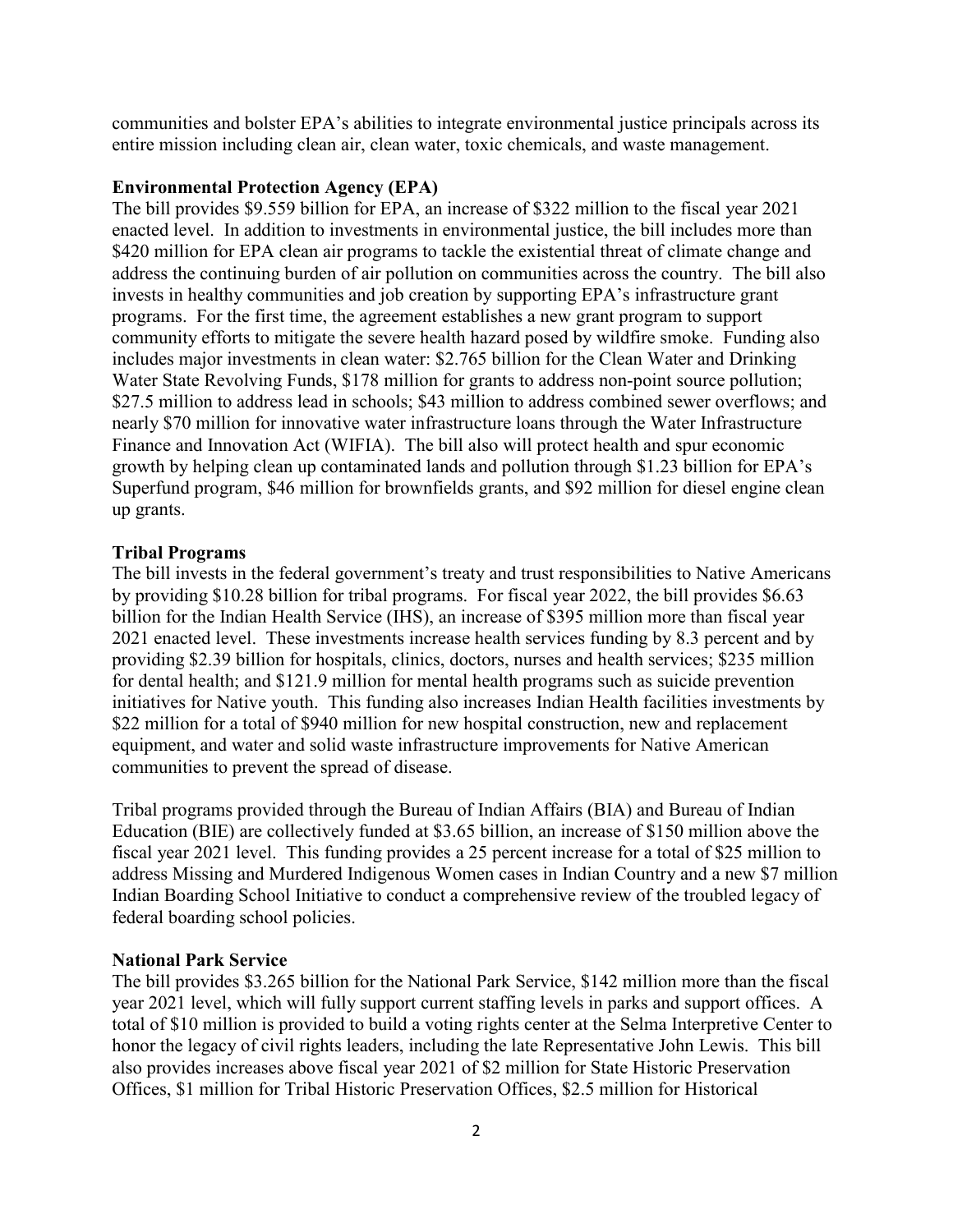communities and bolster EPA's abilities to integrate environmental justice principals across its entire mission including clean air, clean water, toxic chemicals, and waste management.

**Environmental Protection Agency (EPA)**
The bill provides $9.559 billion for EPA, an increase of $322 million to the fiscal year 2021 enacted level. In addition to investments in environmental justice, the bill includes more than $420 million for EPA clean air programs to tackle the existential threat of climate change and address the continuing burden of air pollution on communities across the country. The bill also invests in healthy communities and job creation by supporting EPA's infrastructure grant programs. For the first time, the agreement establishes a new grant program to support community efforts to mitigate the severe health hazard posed by wildfire smoke. Funding also includes major investments in clean water: $2.765 billion for the Clean Water and Drinking Water State Revolving Funds, $178 million for grants to address non-point source pollution; $27.5 million to address lead in schools; $43 million to address combined sewer overflows; and nearly $70 million for innovative water infrastructure loans through the Water Infrastructure Finance and Innovation Act (WIFIA). The bill also will protect health and spur economic growth by helping clean up contaminated lands and pollution through $1.23 billion for EPA's Superfund program, $46 million for brownfields grants, and $92 million for diesel engine clean up grants.

**Tribal Programs**
The bill invests in the federal government's treaty and trust responsibilities to Native Americans by providing $10.28 billion for tribal programs. For fiscal year 2022, the bill provides $6.63 billion for the Indian Health Service (IHS), an increase of $395 million more than fiscal year 2021 enacted level. These investments increase health services funding by 8.3 percent and by providing $2.39 billion for hospitals, clinics, doctors, nurses and health services; $235 million for dental health; and $121.9 million for mental health programs such as suicide prevention initiatives for Native youth. This funding also increases Indian Health facilities investments by $22 million for a total of $940 million for new hospital construction, new and replacement equipment, and water and solid waste infrastructure improvements for Native American communities to prevent the spread of disease.

Tribal programs provided through the Bureau of Indian Affairs (BIA) and Bureau of Indian Education (BIE) are collectively funded at $3.65 billion, an increase of $150 million above the fiscal year 2021 level. This funding provides a 25 percent increase for a total of $25 million to address Missing and Murdered Indigenous Women cases in Indian Country and a new $7 million Indian Boarding School Initiative to conduct a comprehensive review of the troubled legacy of federal boarding school policies.

**National Park Service**
The bill provides $3.265 billion for the National Park Service, $142 million more than the fiscal year 2021 level, which will fully support current staffing levels in parks and support offices. A total of $10 million is provided to build a voting rights center at the Selma Interpretive Center to honor the legacy of civil rights leaders, including the late Representative John Lewis. This bill also provides increases above fiscal year 2021 of $2 million for State Historic Preservation Offices, $1 million for Tribal Historic Preservation Offices, $2.5 million for Historical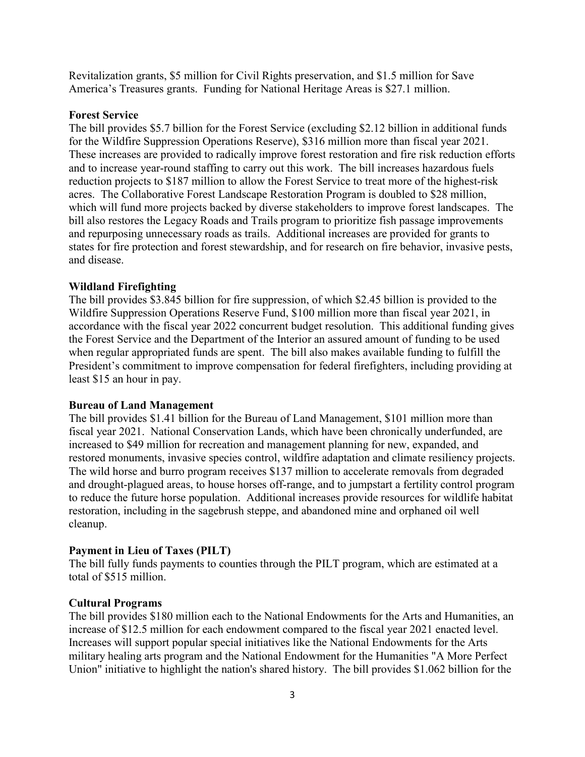Revitalization grants, $5 million for Civil Rights preservation, and $1.5 million for Save America's Treasures grants. Funding for National Heritage Areas is $27.1 million.

**Forest Service**

The bill provides $5.7 billion for the Forest Service (excluding $2.12 billion in additional funds for the Wildfire Suppression Operations Reserve), $316 million more than fiscal year 2021. These increases are provided to radically improve forest restoration and fire risk reduction efforts and to increase year-round staffing to carry out this work. The bill increases hazardous fuels reduction projects to $187 million to allow the Forest Service to treat more of the highest-risk acres. The Collaborative Forest Landscape Restoration Program is doubled to $28 million, which will fund more projects backed by diverse stakeholders to improve forest landscapes. The bill also restores the Legacy Roads and Trails program to prioritize fish passage improvements and repurposing unnecessary roads as trails. Additional increases are provided for grants to states for fire protection and forest stewardship, and for research on fire behavior, invasive pests, and disease.

**Wildland Firefighting**

The bill provides $3.845 billion for fire suppression, of which $2.45 billion is provided to the Wildfire Suppression Operations Reserve Fund, $100 million more than fiscal year 2021, in accordance with the fiscal year 2022 concurrent budget resolution. This additional funding gives the Forest Service and the Department of the Interior an assured amount of funding to be used when regular appropriated funds are spent. The bill also makes available funding to fulfill the President's commitment to improve compensation for federal firefighters, including providing at least $15 an hour in pay.

**Bureau of Land Management**

The bill provides $1.41 billion for the Bureau of Land Management, $101 million more than fiscal year 2021. National Conservation Lands, which have been chronically underfunded, are increased to $49 million for recreation and management planning for new, expanded, and restored monuments, invasive species control, wildfire adaptation and climate resiliency projects. The wild horse and burro program receives $137 million to accelerate removals from degraded and drought-plagued areas, to house horses off-range, and to jumpstart a fertility control program to reduce the future horse population. Additional increases provide resources for wildlife habitat restoration, including in the sagebrush steppe, and abandoned mine and orphaned oil well cleanup.

**Payment in Lieu of Taxes (PILT)**

The bill fully funds payments to counties through the PILT program, which are estimated at a total of $515 million.

**Cultural Programs**

The bill provides $180 million each to the National Endowments for the Arts and Humanities, an increase of $12.5 million for each endowment compared to the fiscal year 2021 enacted level. Increases will support popular special initiatives like the National Endowments for the Arts military healing arts program and the National Endowment for the Humanities "A More Perfect Union" initiative to highlight the nation's shared history. The bill provides $1.062 billion for the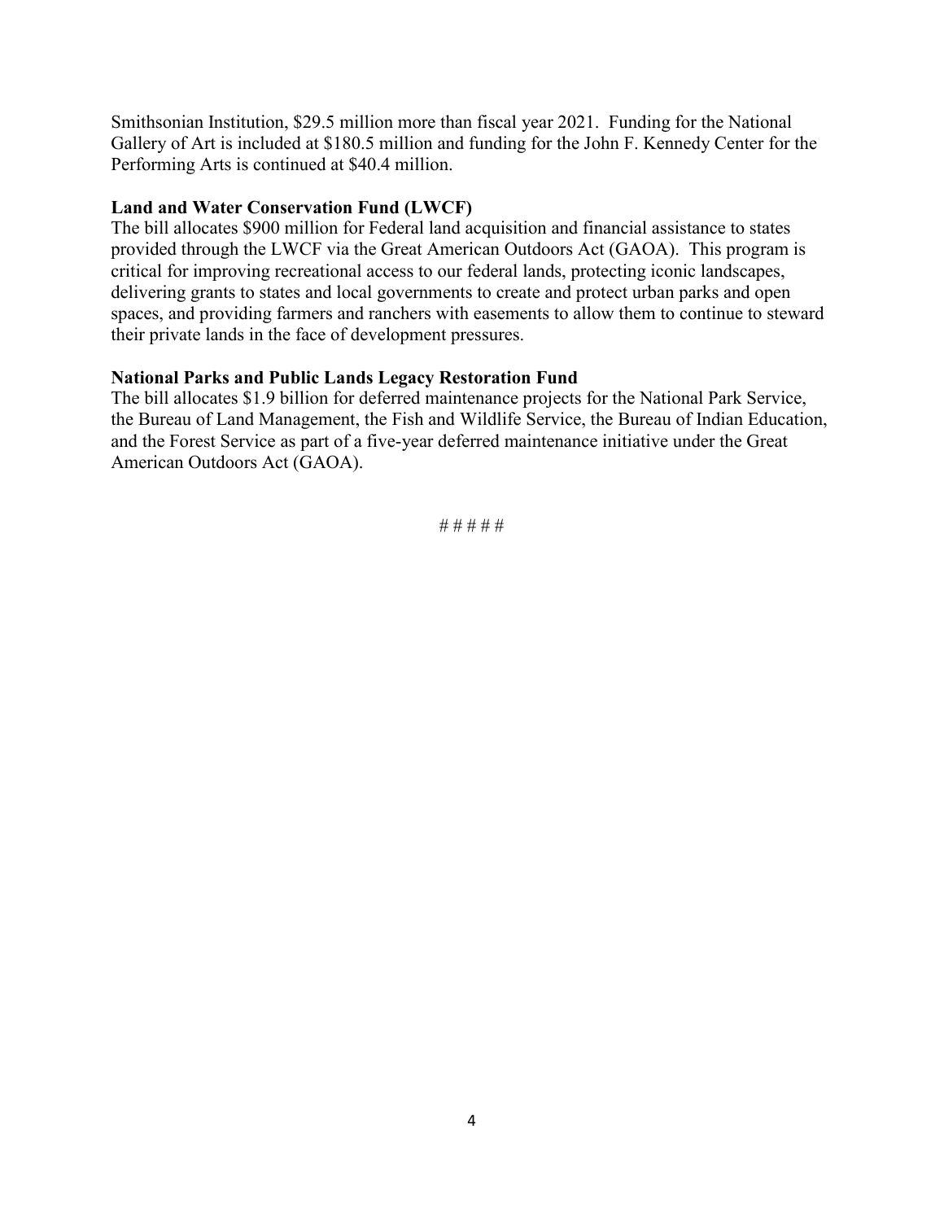Smithsonian Institution, $29.5 million more than fiscal year 2021. Funding for the National Gallery of Art is included at $180.5 million and funding for the John F. Kennedy Center for the Performing Arts is continued at $40.4 million.

**Land and Water Conservation Fund (LWCF)**

The bill allocates $900 million for Federal land acquisition and financial assistance to states provided through the LWCF via the Great American Outdoors Act (GAOA). This program is critical for improving recreational access to our federal lands, protecting iconic landscapes, delivering grants to states and local governments to create and protect urban parks and open spaces, and providing farmers and ranchers with easements to allow them to continue to steward their private lands in the face of development pressures.

**National Parks and Public Lands Legacy Restoration Fund**

The bill allocates $1.9 billion for deferred maintenance projects for the National Park Service, the Bureau of Land Management, the Fish and Wildlife Service, the Bureau of Indian Education, and the Forest Service as part of a five-year deferred maintenance initiative under the Great American Outdoors Act (GAOA).

# # # # #